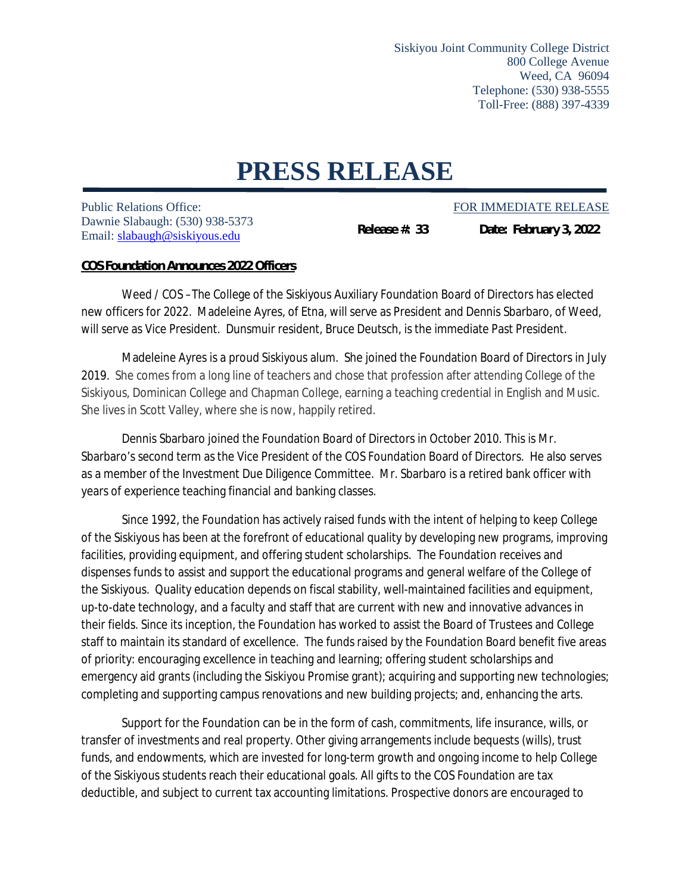Siskiyou Joint Community College District
800 College Avenue
Weed, CA 96094
Telephone: (530) 938-5555
Toll-Free: (888) 397-4339

# PRESS RELEASE

Public Relations Office:
Dawnie Slabaugh: (530) 938-5373
Email: slabaugh@siskiyous.edu

FOR IMMEDIATE RELEASE

**Release #: 33** **Date: February 3, 2022**

**COS Foundation Announces 2022 Officers**

Weed / COS – The College of the Siskiyous Auxiliary Foundation Board of Directors has elected new officers for 2022. Madeleine Ayres, of Etna, will serve as President and Dennis Sbarbaro, of Weed, will serve as Vice President. Dunsmuir resident, Bruce Deutsch, is the immediate Past President.

Madeleine Ayres is a proud Siskiyous alum. She joined the Foundation Board of Directors in July 2019. She comes from a long line of teachers and chose that profession after attending College of the Siskiyous, Dominican College and Chapman College, earning a teaching credential in English and Music. She lives in Scott Valley, where she is now, happily retired.

Dennis Sbarbaro joined the Foundation Board of Directors in October 2010. This is Mr. Sbarbaro's second term as the Vice President of the COS Foundation Board of Directors. He also serves as a member of the Investment Due Diligence Committee. Mr. Sbarbaro is a retired bank officer with years of experience teaching financial and banking classes.

Since 1992, the Foundation has actively raised funds with the intent of helping to keep College of the Siskiyous has been at the forefront of educational quality by developing new programs, improving facilities, providing equipment, and offering student scholarships. The Foundation receives and dispenses funds to assist and support the educational programs and general welfare of the College of the Siskiyous. Quality education depends on fiscal stability, well-maintained facilities and equipment, up-to-date technology, and a faculty and staff that are current with new and innovative advances in their fields. Since its inception, the Foundation has worked to assist the Board of Trustees and College staff to maintain its standard of excellence. The funds raised by the Foundation Board benefit five areas of priority: encouraging excellence in teaching and learning; offering student scholarships and emergency aid grants (including the Siskiyou Promise grant); acquiring and supporting new technologies; completing and supporting campus renovations and new building projects; and, enhancing the arts.

Support for the Foundation can be in the form of cash, commitments, life insurance, wills, or transfer of investments and real property. Other giving arrangements include bequests (wills), trust funds, and endowments, which are invested for long-term growth and ongoing income to help College of the Siskiyous students reach their educational goals. All gifts to the COS Foundation are tax deductible, and subject to current tax accounting limitations. Prospective donors are encouraged to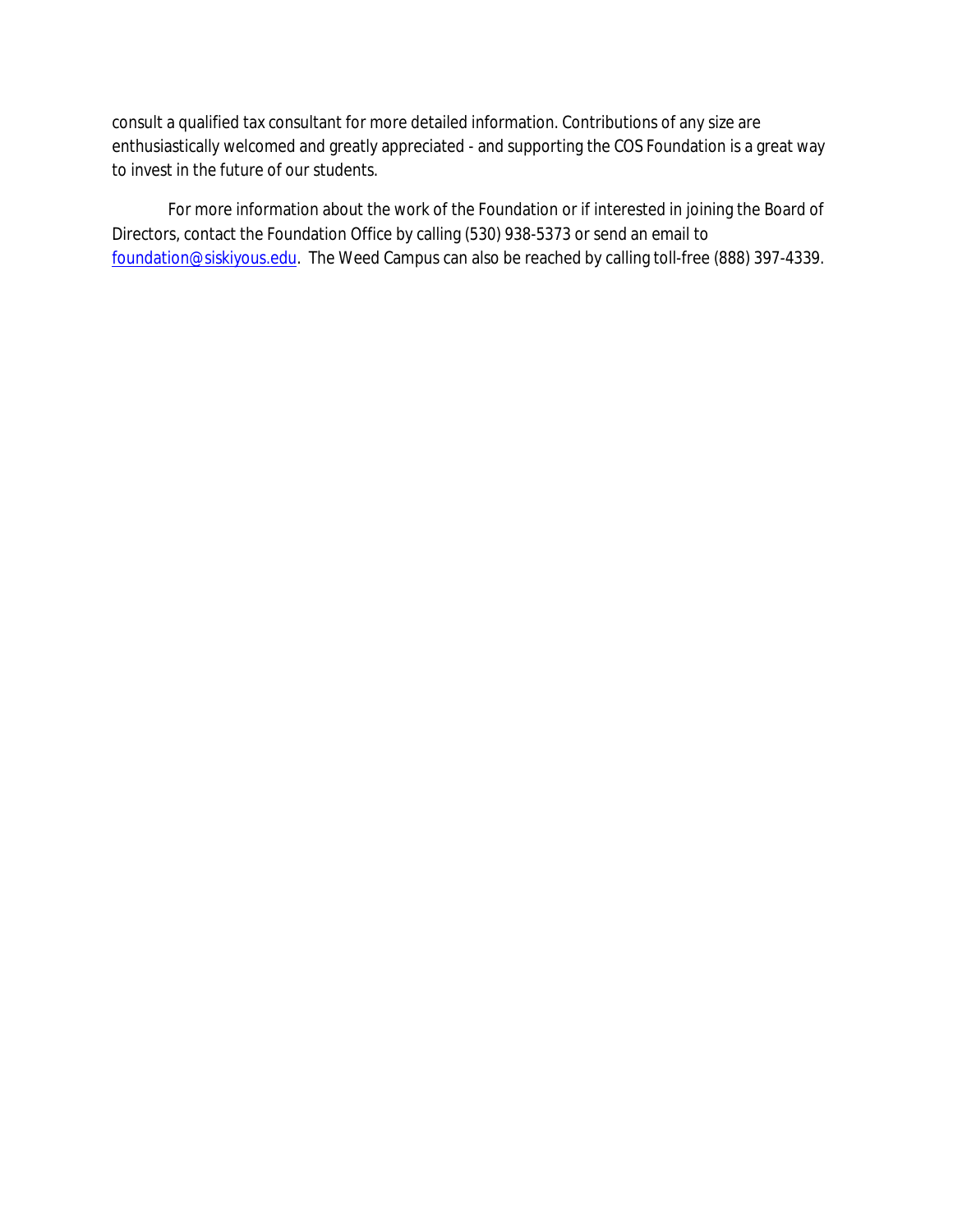consult a qualified tax consultant for more detailed information. Contributions of any size are enthusiastically welcomed and greatly appreciated - and supporting the COS Foundation is a great way to invest in the future of our students.

For more information about the work of the Foundation or if interested in joining the Board of Directors, contact the Foundation Office by calling (530) 938-5373 or send an email to foundation@siskiyous.edu. The Weed Campus can also be reached by calling toll-free (888) 397-4339.